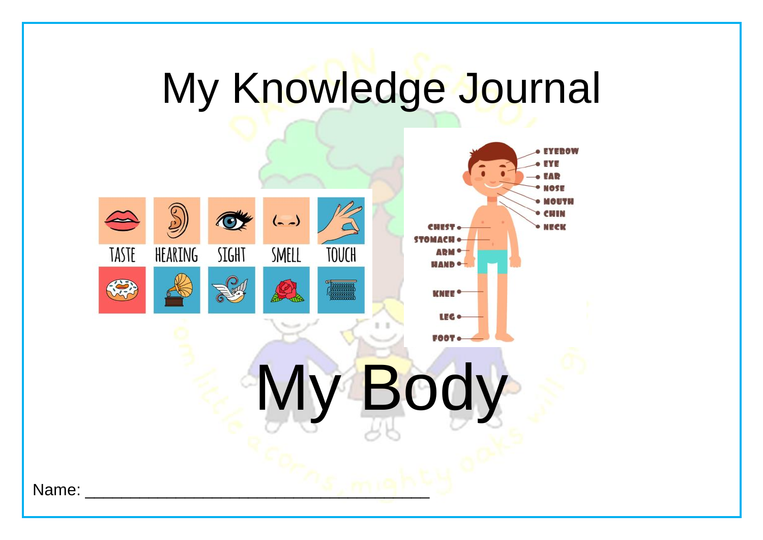# My Knowledge Journal

TASTE HEARING SIGHT SMELL TOUCH

EYEBOW
EYE
EAR
NOSE
MOUTH
CHIN
NECK
CHEST
STOMACH
ARM
HAND
KNEE
LEG
FOOT

# My Body

Name: ___________________________________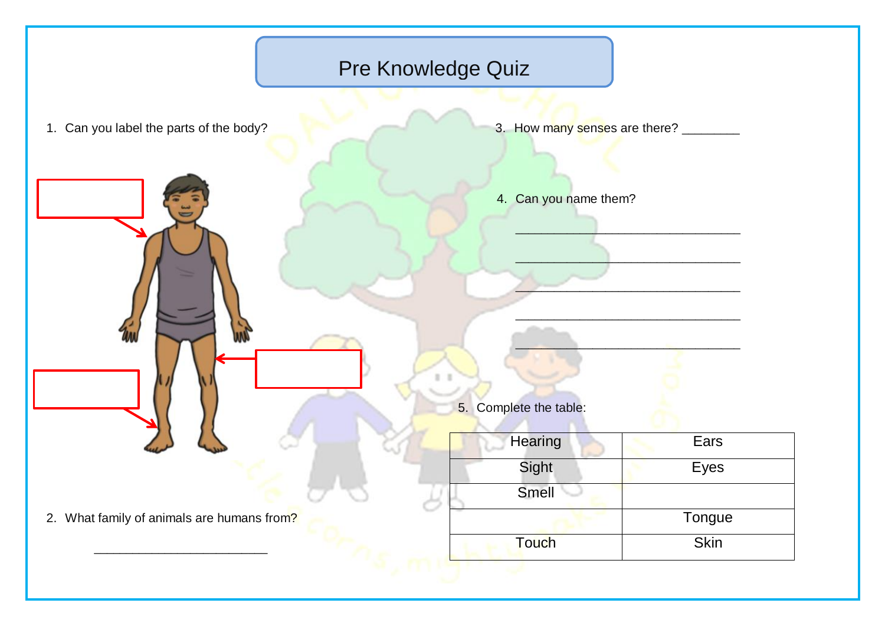# Pre Knowledge Quiz

1. Can you label the parts of the body?

2. What family of animals are humans from?

   ________________________

3. How many senses are there? ________

4. Can you name them?

   _______________________________

   _______________________________

   _______________________________

   _______________________________

   _______________________________

5. Complete the table:

| Hearing | Ears |
|---|---|
| Sight | Eyes |
| Smell | |
| | Tongue |
| Touch | Skin |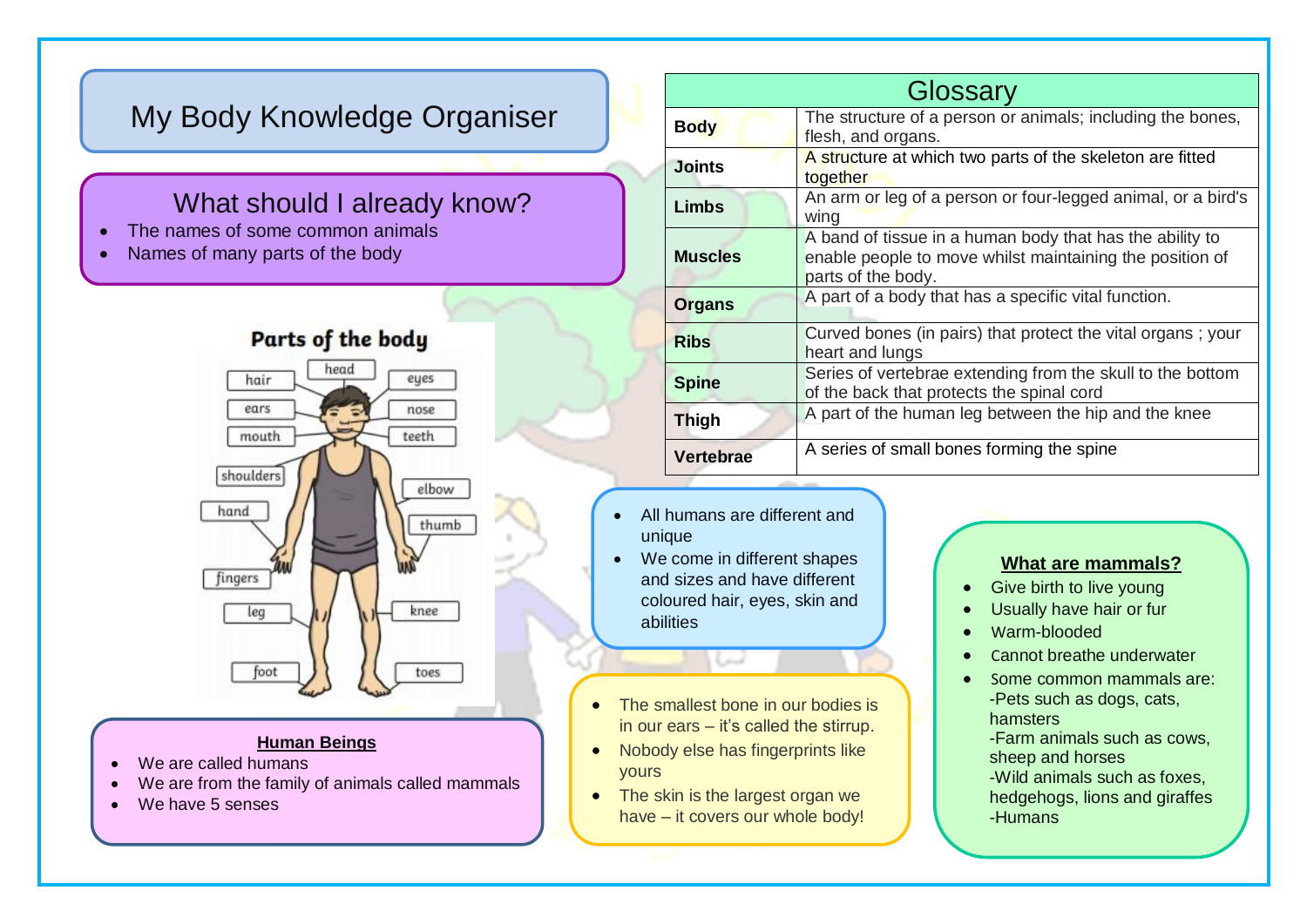# My Body Knowledge Organiser

## What should I already know?

- The names of some common animals
- Names of many parts of the body

## Parts of the body

hair, head, eyes, ears, nose, mouth, teeth, shoulders, elbow, hand, thumb, fingers, leg, knee, foot, toes

**Human Beings**

- We are called humans
- We are from the family of animals called mammals
- We have 5 senses

| Glossary | |
|---|---|
| **Body** | The structure of a person or animals; including the bones, flesh, and organs. |
| **Joints** | A structure at which two parts of the skeleton are fitted together |
| **Limbs** | An arm or leg of a person or four-legged animal, or a bird's wing |
| **Muscles** | A band of tissue in a human body that has the ability to enable people to move whilst maintaining the position of parts of the body. |
| **Organs** | A part of a body that has a specific vital function. |
| **Ribs** | Curved bones (in pairs) that protect the vital organs ; your heart and lungs |
| **Spine** | Series of vertebrae extending from the skull to the bottom of the back that protects the spinal cord |
| **Thigh** | A part of the human leg between the hip and the knee |
| **Vertebrae** | A series of small bones forming the spine |

- All humans are different and unique
- We come in different shapes and sizes and have different coloured hair, eyes, skin and abilities

- The smallest bone in our bodies is in our ears – it's called the stirrup.
- Nobody else has fingerprints like yours
- The skin is the largest organ we have – it covers our whole body!

**What are mammals?**

- Give birth to live young
- Usually have hair or fur
- Warm-blooded
- Cannot breathe underwater
- Some common mammals are:
  - -Pets such as dogs, cats, hamsters
  - -Farm animals such as cows, sheep and horses
  - -Wild animals such as foxes, hedgehogs, lions and giraffes
  - -Humans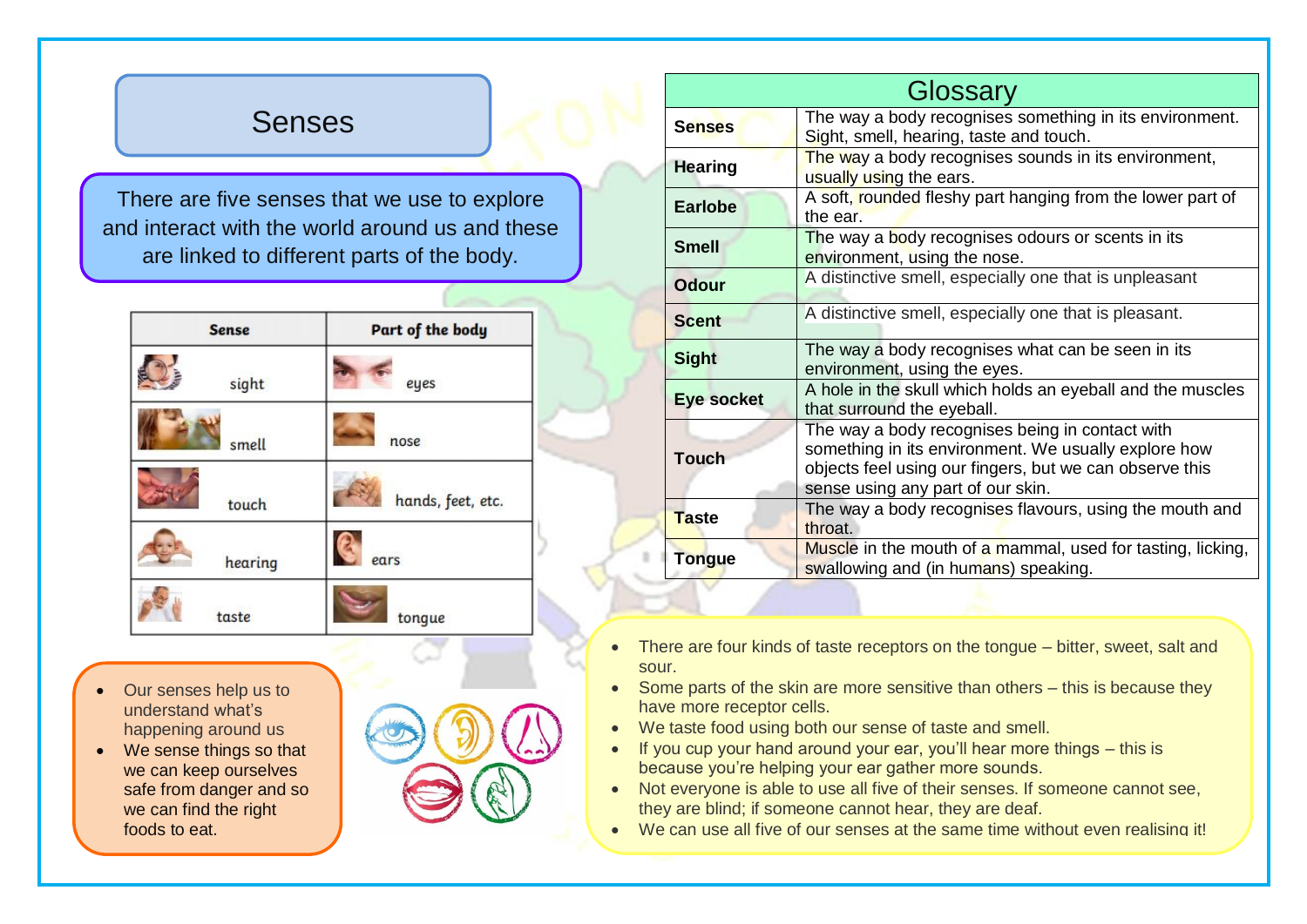# Senses

There are five senses that we use to explore and interact with the world around us and these are linked to different parts of the body.

| Sense | Part of the body |
| --- | --- |
| sight | eyes |
| smell | nose |
| touch | hands, feet, etc. |
| hearing | ears |
| taste | tongue |

- Our senses help us to understand what's happening around us
- We sense things so that we can keep ourselves safe from danger and so we can find the right foods to eat.

## Glossary

| | |
| --- | --- |
| **Senses** | The way a body recognises something in its environment. Sight, smell, hearing, taste and touch. |
| **Hearing** | The way a body recognises sounds in its environment, usually using the ears. |
| **Earlobe** | A soft, rounded fleshy part hanging from the lower part of the ear. |
| **Smell** | The way a body recognises odours or scents in its environment, using the nose. |
| **Odour** | A distinctive smell, especially one that is unpleasant |
| **Scent** | A distinctive smell, especially one that is pleasant. |
| **Sight** | The way a body recognises what can be seen in its environment, using the eyes. |
| **Eye socket** | A hole in the skull which holds an eyeball and the muscles that surround the eyeball. |
| **Touch** | The way a body recognises being in contact with something in its environment. We usually explore how objects feel using our fingers, but we can observe this sense using any part of our skin. |
| **Taste** | The way a body recognises flavours, using the mouth and throat. |
| **Tongue** | Muscle in the mouth of a mammal, used for tasting, licking, swallowing and (in humans) speaking. |

- There are four kinds of taste receptors on the tongue – bitter, sweet, salt and sour.
- Some parts of the skin are more sensitive than others – this is because they have more receptor cells.
- We taste food using both our sense of taste and smell.
- If you cup your hand around your ear, you'll hear more things – this is because you're helping your ear gather more sounds.
- Not everyone is able to use all five of their senses. If someone cannot see, they are blind; if someone cannot hear, they are deaf.
- We can use all five of our senses at the same time without even realising it!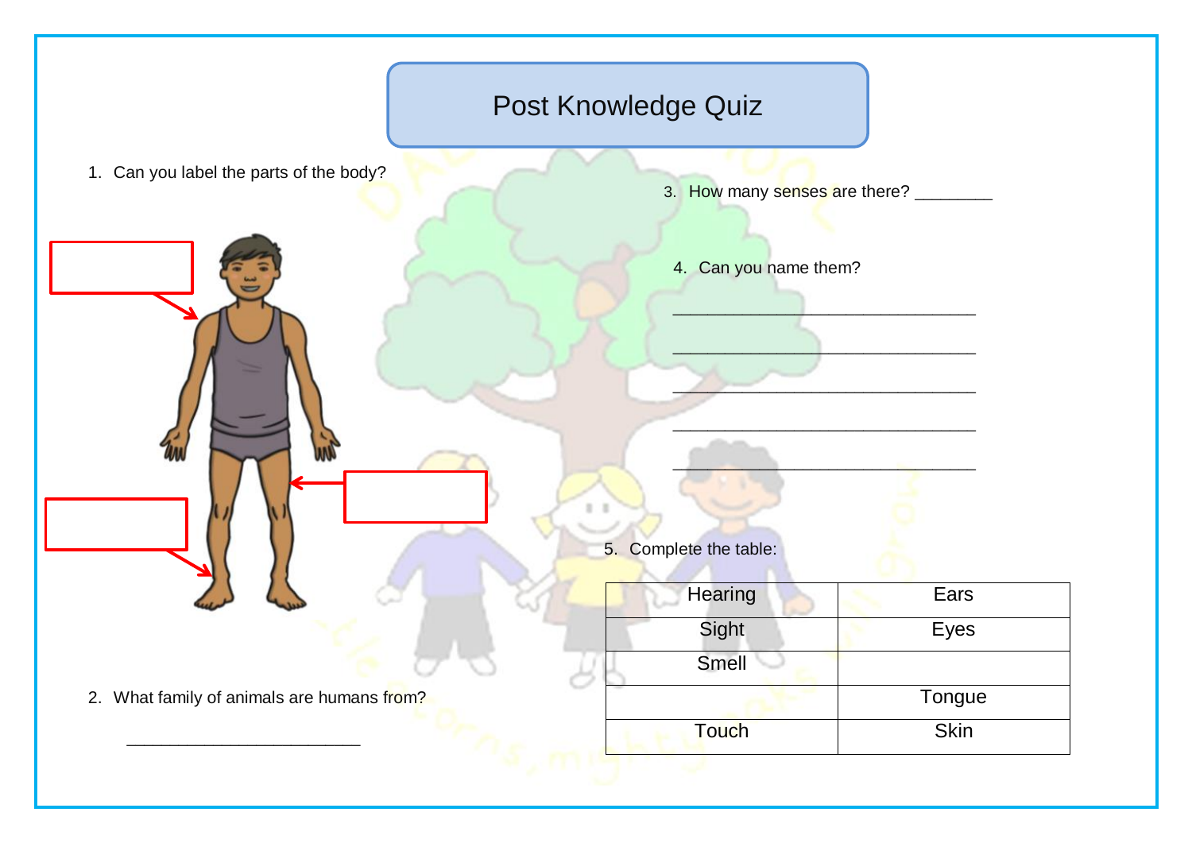# Post Knowledge Quiz

1. Can you label the parts of the body?

2. What family of animals are humans from?

   ________________________

3. How many senses are there? ________

4. Can you name them?

   _______________________________

   _______________________________

   _______________________________

   _______________________________

   _______________________________

5. Complete the table:

| | |
|---|---|
| Hearing | Ears |
| Sight | Eyes |
| Smell | |
| | Tongue |
| Touch | Skin |